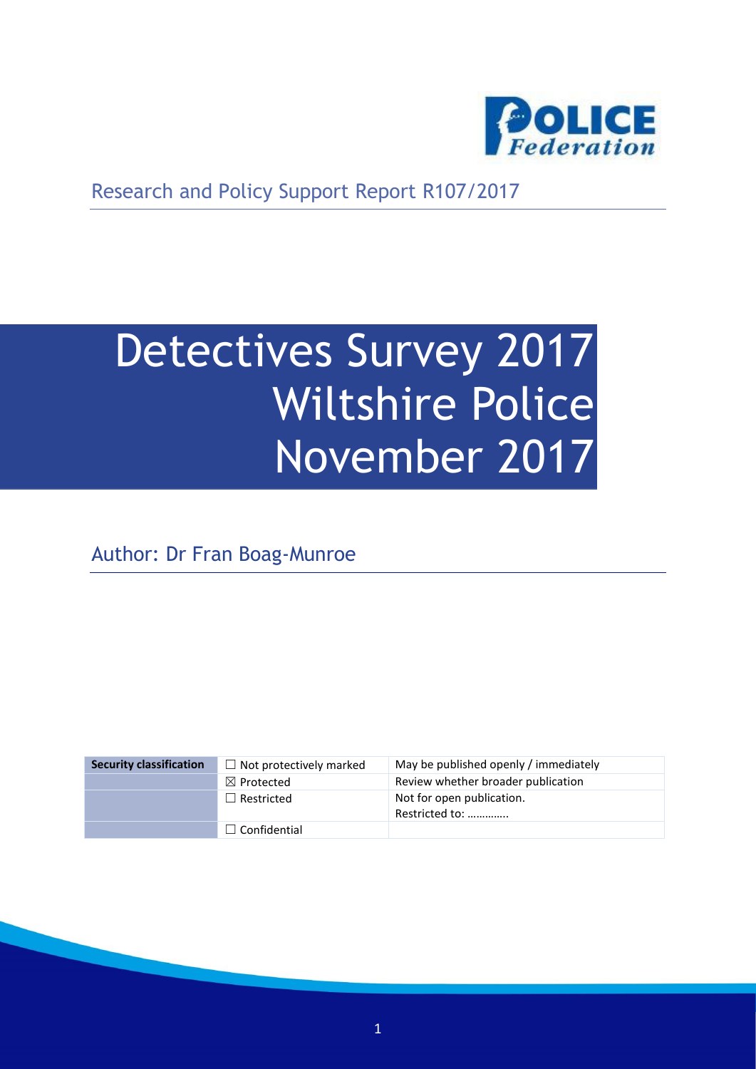Research and Policy Support Report R107/2017

# Detectives Survey 2017 Wiltshire Police November 2017

Author: Dr Fran Boag-Munroe

| Security classification | ☐ Not protectively marked | May be published openly / immediately |
|---|---|---|
| | ☒ Protected | Review whether broader publication |
| | ☐ Restricted | Not for open publication. Restricted to: ………….. |
| | ☐ Confidential | |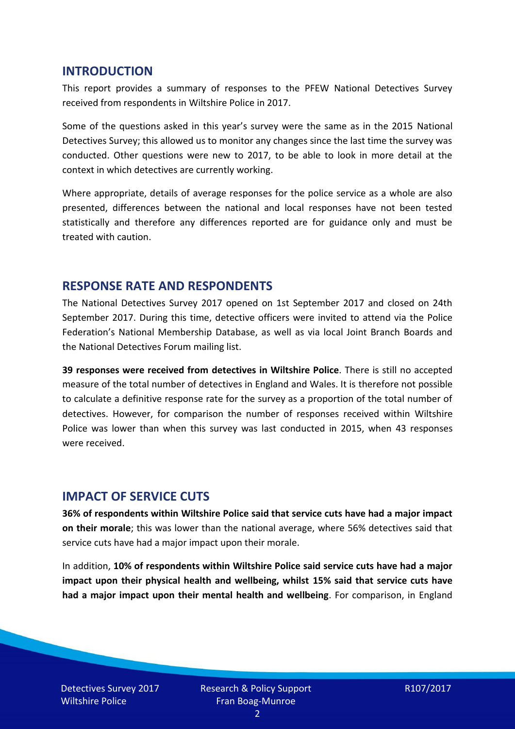## INTRODUCTION

This report provides a summary of responses to the PFEW National Detectives Survey received from respondents in Wiltshire Police in 2017.

Some of the questions asked in this year's survey were the same as in the 2015 National Detectives Survey; this allowed us to monitor any changes since the last time the survey was conducted. Other questions were new to 2017, to be able to look in more detail at the context in which detectives are currently working.

Where appropriate, details of average responses for the police service as a whole are also presented, differences between the national and local responses have not been tested statistically and therefore any differences reported are for guidance only and must be treated with caution.

## RESPONSE RATE AND RESPONDENTS

The National Detectives Survey 2017 opened on 1st September 2017 and closed on 24th September 2017. During this time, detective officers were invited to attend via the Police Federation's National Membership Database, as well as via local Joint Branch Boards and the National Detectives Forum mailing list.

**39 responses were received from detectives in Wiltshire Police**. There is still no accepted measure of the total number of detectives in England and Wales. It is therefore not possible to calculate a definitive response rate for the survey as a proportion of the total number of detectives. However, for comparison the number of responses received within Wiltshire Police was lower than when this survey was last conducted in 2015, when 43 responses were received.

## IMPACT OF SERVICE CUTS

**36% of respondents within Wiltshire Police said that service cuts have had a major impact on their morale**; this was lower than the national average, where 56% detectives said that service cuts have had a major impact upon their morale.

In addition, **10% of respondents within Wiltshire Police said service cuts have had a major impact upon their physical health and wellbeing, whilst 15% said that service cuts have had a major impact upon their mental health and wellbeing**. For comparison, in England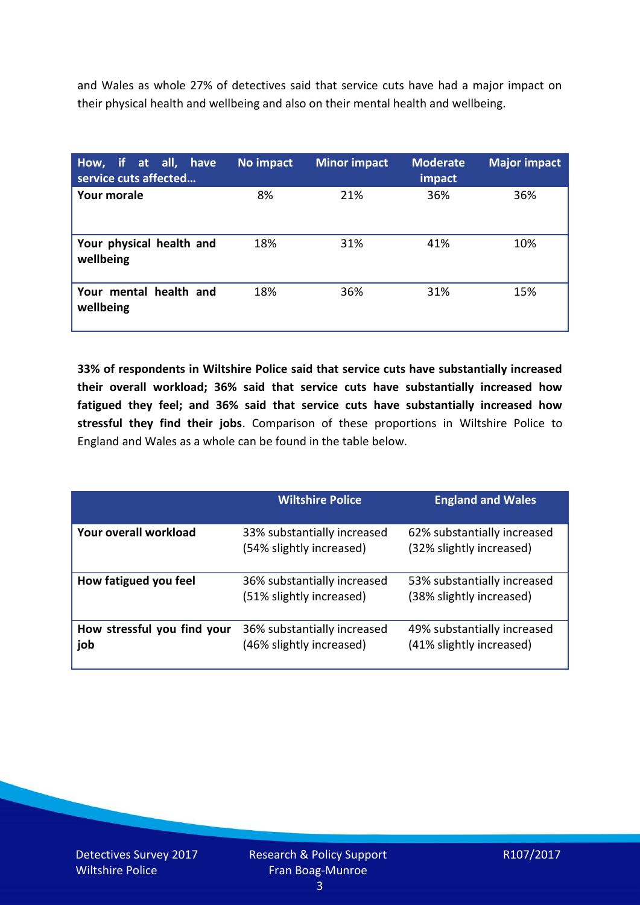and Wales as whole 27% of detectives said that service cuts have had a major impact on their physical health and wellbeing and also on their mental health and wellbeing.

| How, if at all, have service cuts affected… | No impact | Minor impact | Moderate impact | Major impact |
|---|---|---|---|---|
| **Your morale** | 8% | 21% | 36% | 36% |
| **Your physical health and wellbeing** | 18% | 31% | 41% | 10% |
| **Your mental health and wellbeing** | 18% | 36% | 31% | 15% |

**33% of respondents in Wiltshire Police said that service cuts have substantially increased their overall workload; 36% said that service cuts have substantially increased how fatigued they feel; and 36% said that service cuts have substantially increased how stressful they find their jobs**. Comparison of these proportions in Wiltshire Police to England and Wales as a whole can be found in the table below.

| | Wiltshire Police | England and Wales |
|---|---|---|
| **Your overall workload** | 33% substantially increased (54% slightly increased) | 62% substantially increased (32% slightly increased) |
| **How fatigued you feel** | 36% substantially increased (51% slightly increased) | 53% substantially increased (38% slightly increased) |
| **How stressful you find your job** | 36% substantially increased (46% slightly increased) | 49% substantially increased (41% slightly increased) |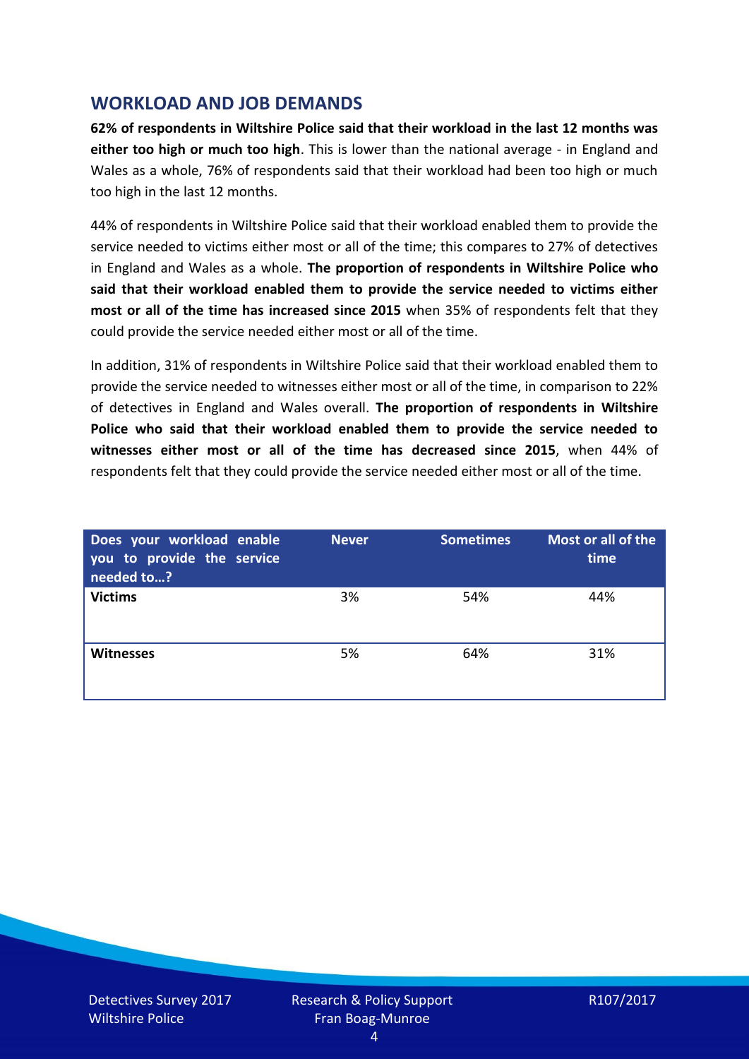## WORKLOAD AND JOB DEMANDS

**62% of respondents in Wiltshire Police said that their workload in the last 12 months was either too high or much too high**. This is lower than the national average - in England and Wales as a whole, 76% of respondents said that their workload had been too high or much too high in the last 12 months.

44% of respondents in Wiltshire Police said that their workload enabled them to provide the service needed to victims either most or all of the time; this compares to 27% of detectives in England and Wales as a whole. **The proportion of respondents in Wiltshire Police who said that their workload enabled them to provide the service needed to victims either most or all of the time has increased since 2015** when 35% of respondents felt that they could provide the service needed either most or all of the time.

In addition, 31% of respondents in Wiltshire Police said that their workload enabled them to provide the service needed to witnesses either most or all of the time, in comparison to 22% of detectives in England and Wales overall. **The proportion of respondents in Wiltshire Police who said that their workload enabled them to provide the service needed to witnesses either most or all of the time has decreased since 2015**, when 44% of respondents felt that they could provide the service needed either most or all of the time.

| Does your workload enable you to provide the service needed to…? | Never | Sometimes | Most or all of the time |
|---|---|---|---|
| **Victims** | 3% | 54% | 44% |
| **Witnesses** | 5% | 64% | 31% |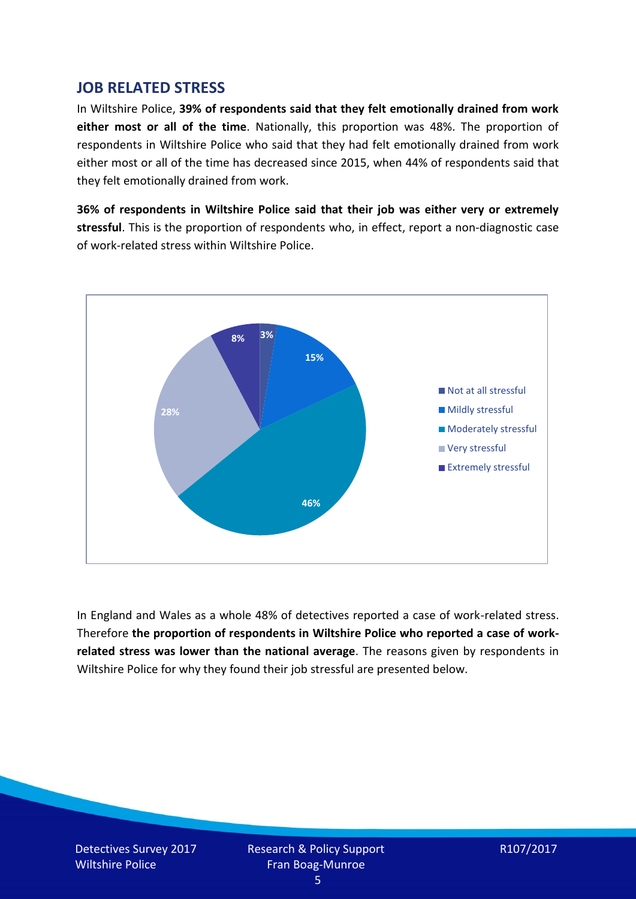## JOB RELATED STRESS

In Wiltshire Police, **39% of respondents said that they felt emotionally drained from work either most or all of the time**. Nationally, this proportion was 48%. The proportion of respondents in Wiltshire Police who said that they had felt emotionally drained from work either most or all of the time has decreased since 2015, when 44% of respondents said that they felt emotionally drained from work.

**36% of respondents in Wiltshire Police said that their job was either very or extremely stressful**. This is the proportion of respondents who, in effect, report a non-diagnostic case of work-related stress within Wiltshire Police.

| Response | % |
|---|---|
| Not at all stressful | 3% |
| Mildly stressful | 15% |
| Moderately stressful | 46% |
| Very stressful | 28% |
| Extremely stressful | 8% |

In England and Wales as a whole 48% of detectives reported a case of work-related stress. Therefore **the proportion of respondents in Wiltshire Police who reported a case of work-related stress was lower than the national average**. The reasons given by respondents in Wiltshire Police for why they found their job stressful are presented below.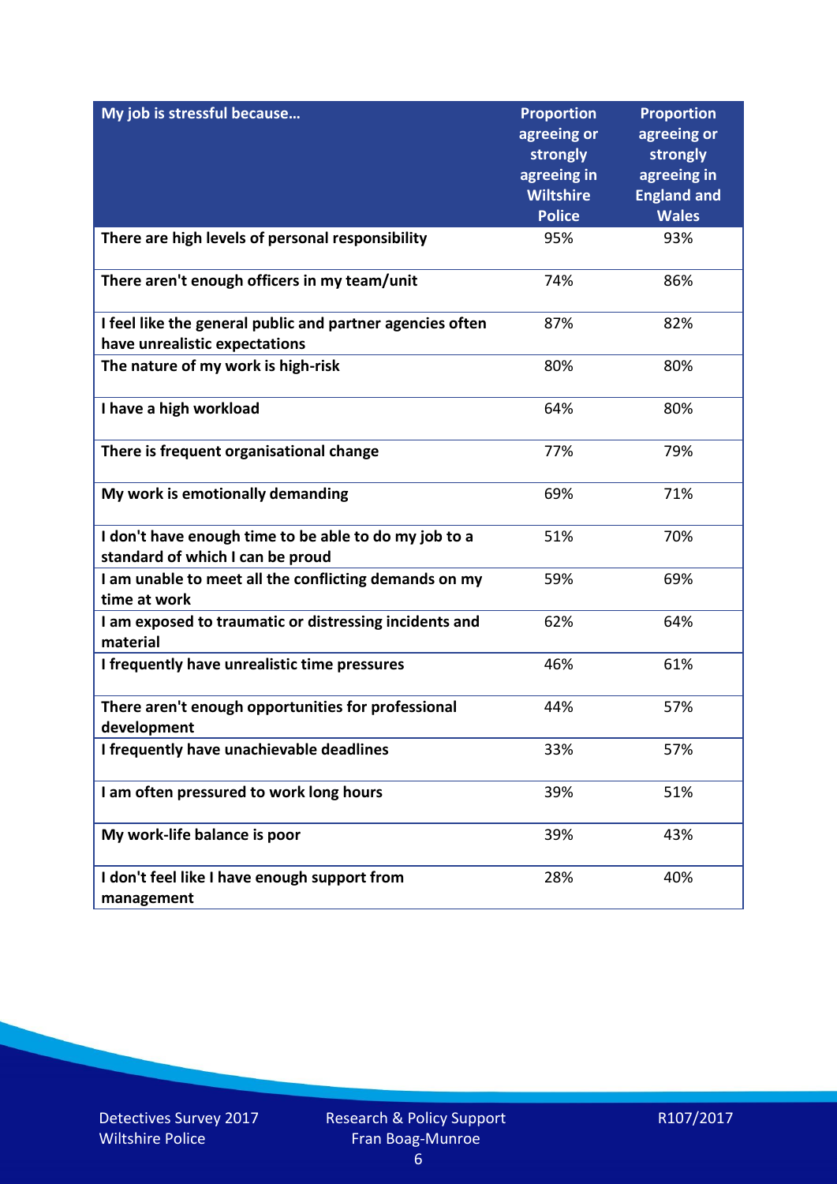| My job is stressful because… | Proportion agreeing or strongly agreeing in Wiltshire Police | Proportion agreeing or strongly agreeing in England and Wales |
|---|---|---|
| There are high levels of personal responsibility | 95% | 93% |
| There aren't enough officers in my team/unit | 74% | 86% |
| I feel like the general public and partner agencies often have unrealistic expectations | 87% | 82% |
| The nature of my work is high-risk | 80% | 80% |
| I have a high workload | 64% | 80% |
| There is frequent organisational change | 77% | 79% |
| My work is emotionally demanding | 69% | 71% |
| I don't have enough time to be able to do my job to a standard of which I can be proud | 51% | 70% |
| I am unable to meet all the conflicting demands on my time at work | 59% | 69% |
| I am exposed to traumatic or distressing incidents and material | 62% | 64% |
| I frequently have unrealistic time pressures | 46% | 61% |
| There aren't enough opportunities for professional development | 44% | 57% |
| I frequently have unachievable deadlines | 33% | 57% |
| I am often pressured to work long hours | 39% | 51% |
| My work-life balance is poor | 39% | 43% |
| I don't feel like I have enough support from management | 28% | 40% |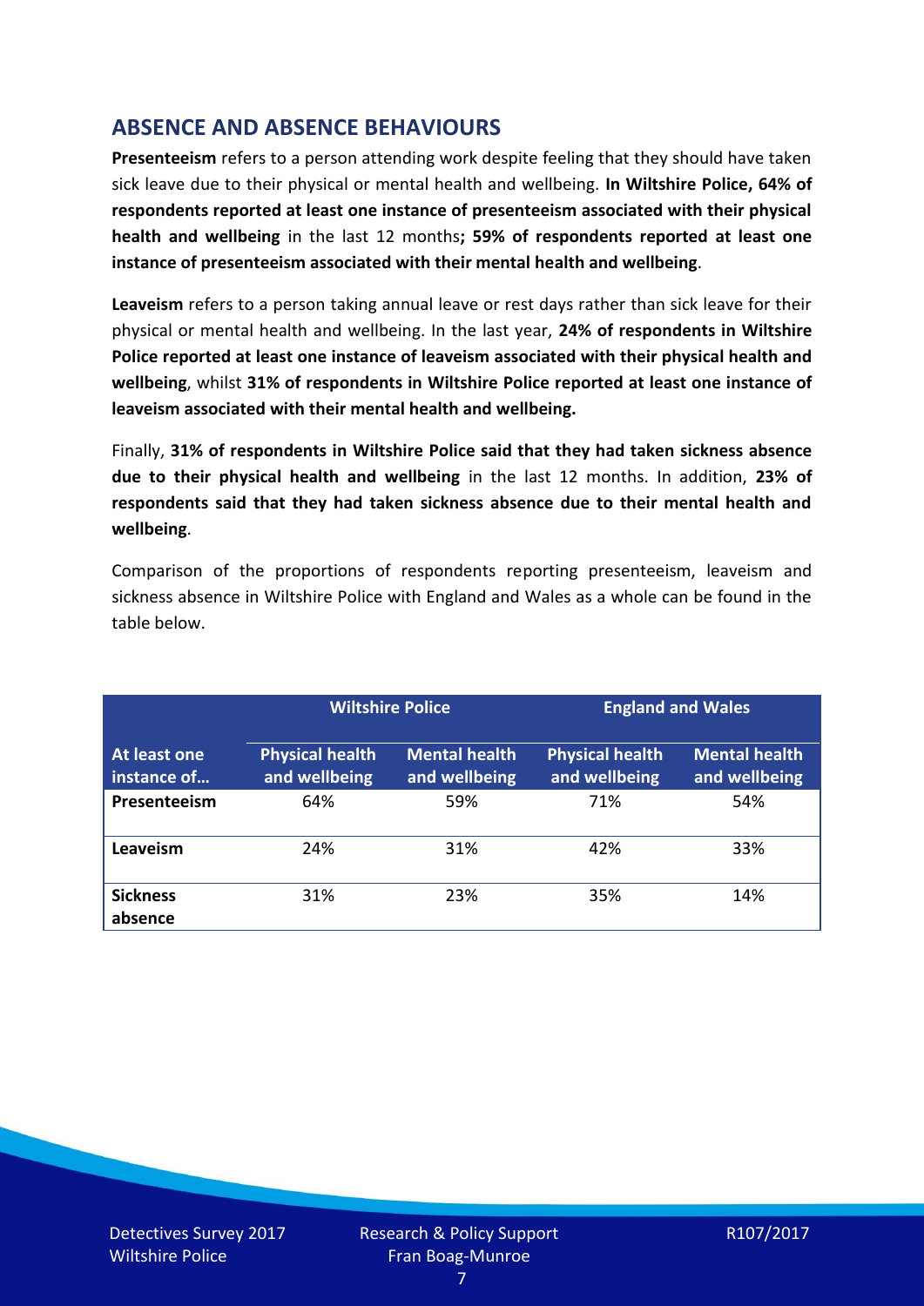## ABSENCE AND ABSENCE BEHAVIOURS

**Presenteeism** refers to a person attending work despite feeling that they should have taken sick leave due to their physical or mental health and wellbeing. **In Wiltshire Police, 64% of respondents reported at least one instance of presenteeism associated with their physical health and wellbeing** in the last 12 months**; 59% of respondents reported at least one instance of presenteeism associated with their mental health and wellbeing**.

**Leaveism** refers to a person taking annual leave or rest days rather than sick leave for their physical or mental health and wellbeing. In the last year, **24% of respondents in Wiltshire Police reported at least one instance of leaveism associated with their physical health and wellbeing**, whilst **31% of respondents in Wiltshire Police reported at least one instance of leaveism associated with their mental health and wellbeing.**

Finally, **31% of respondents in Wiltshire Police said that they had taken sickness absence due to their physical health and wellbeing** in the last 12 months. In addition, **23% of respondents said that they had taken sickness absence due to their mental health and wellbeing**.

Comparison of the proportions of respondents reporting presenteeism, leaveism and sickness absence in Wiltshire Police with England and Wales as a whole can be found in the table below.

| | Wiltshire Police | | England and Wales | |
|---|---|---|---|---|
| **At least one instance of…** | **Physical health and wellbeing** | **Mental health and wellbeing** | **Physical health and wellbeing** | **Mental health and wellbeing** |
| **Presenteeism** | 64% | 59% | 71% | 54% |
| **Leaveism** | 24% | 31% | 42% | 33% |
| **Sickness absence** | 31% | 23% | 35% | 14% |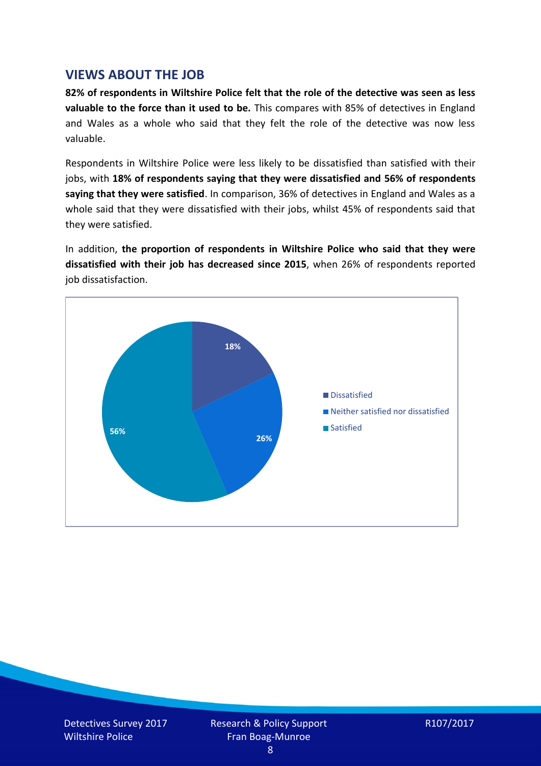## VIEWS ABOUT THE JOB

**82% of respondents in Wiltshire Police felt that the role of the detective was seen as less valuable to the force than it used to be.** This compares with 85% of detectives in England and Wales as a whole who said that they felt the role of the detective was now less valuable.

Respondents in Wiltshire Police were less likely to be dissatisfied than satisfied with their jobs, with **18% of respondents saying that they were dissatisfied and 56% of respondents saying that they were satisfied**. In comparison, 36% of detectives in England and Wales as a whole said that they were dissatisfied with their jobs, whilst 45% of respondents said that they were satisfied.

In addition, **the proportion of respondents in Wiltshire Police who said that they were dissatisfied with their job has decreased since 2015**, when 26% of respondents reported job dissatisfaction.

| Response | Percentage |
|---|---|
| Dissatisfied | 18% |
| Neither satisfied nor dissatisfied | 26% |
| Satisfied | 56% |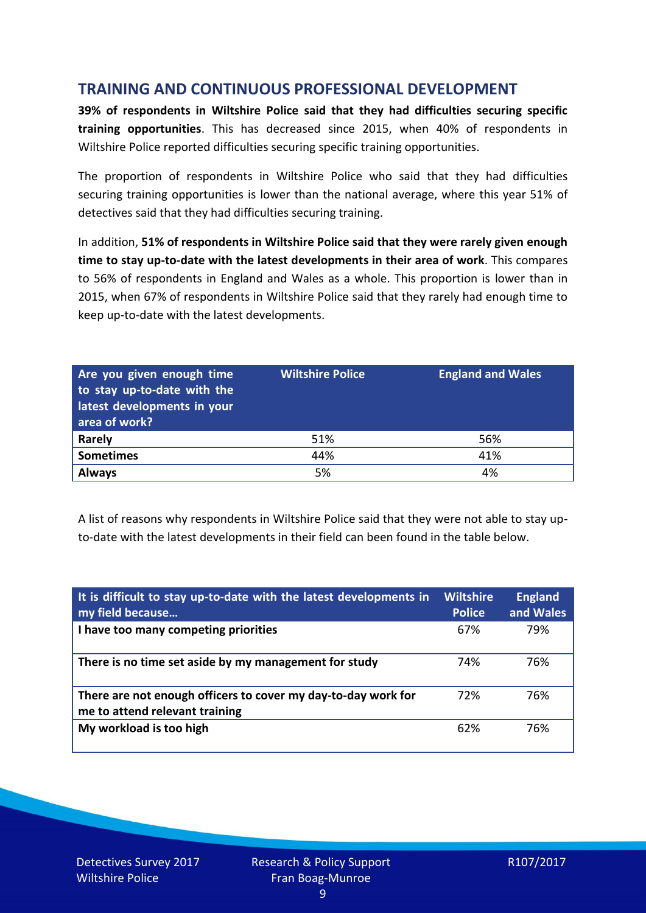## TRAINING AND CONTINUOUS PROFESSIONAL DEVELOPMENT

**39% of respondents in Wiltshire Police said that they had difficulties securing specific training opportunities**. This has decreased since 2015, when 40% of respondents in Wiltshire Police reported difficulties securing specific training opportunities.

The proportion of respondents in Wiltshire Police who said that they had difficulties securing training opportunities is lower than the national average, where this year 51% of detectives said that they had difficulties securing training.

In addition, **51% of respondents in Wiltshire Police said that they were rarely given enough time to stay up-to-date with the latest developments in their area of work**. This compares to 56% of respondents in England and Wales as a whole. This proportion is lower than in 2015, when 67% of respondents in Wiltshire Police said that they rarely had enough time to keep up-to-date with the latest developments.

| Are you given enough time to stay up-to-date with the latest developments in your area of work? | Wiltshire Police | England and Wales |
|---|---|---|
| **Rarely** | 51% | 56% |
| **Sometimes** | 44% | 41% |
| **Always** | 5% | 4% |

A list of reasons why respondents in Wiltshire Police said that they were not able to stay up-to-date with the latest developments in their field can been found in the table below.

| It is difficult to stay up-to-date with the latest developments in my field because… | Wiltshire Police | England and Wales |
|---|---|---|
| **I have too many competing priorities** | 67% | 79% |
| **There is no time set aside by my management for study** | 74% | 76% |
| **There are not enough officers to cover my day-to-day work for me to attend relevant training** | 72% | 76% |
| **My workload is too high** | 62% | 76% |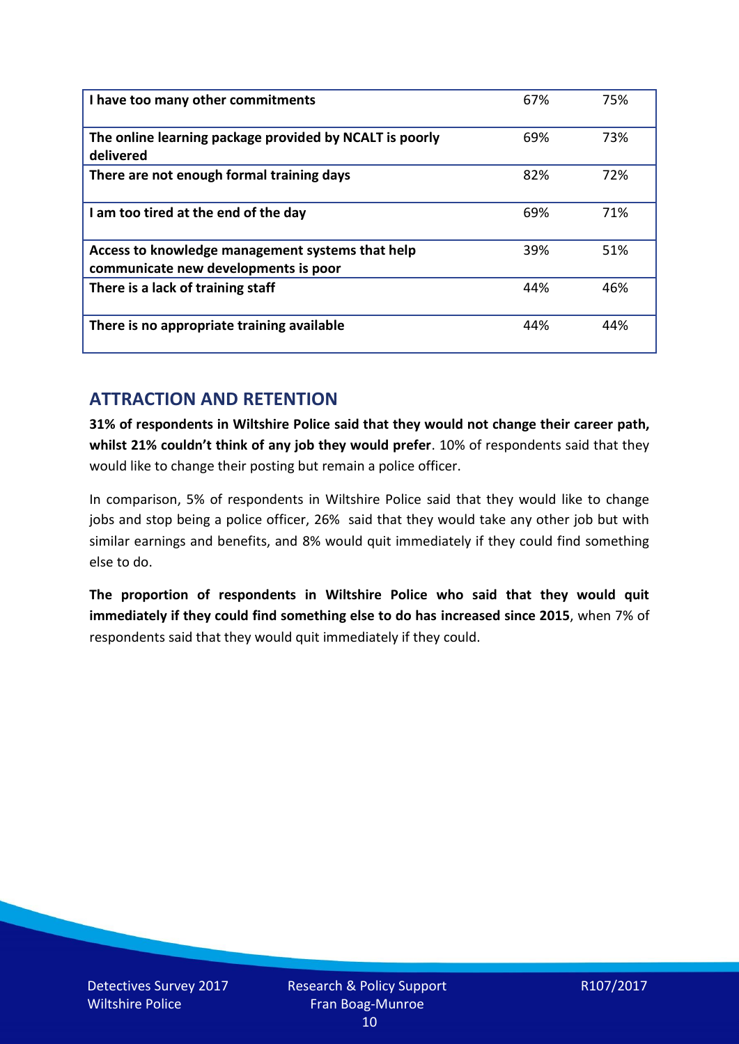| | | |
|---|---|---|
| **I have too many other commitments** | 67% | 75% |
| **The online learning package provided by NCALT is poorly delivered** | 69% | 73% |
| **There are not enough formal training days** | 82% | 72% |
| **I am too tired at the end of the day** | 69% | 71% |
| **Access to knowledge management systems that help communicate new developments is poor** | 39% | 51% |
| **There is a lack of training staff** | 44% | 46% |
| **There is no appropriate training available** | 44% | 44% |

## ATTRACTION AND RETENTION

**31% of respondents in Wiltshire Police said that they would not change their career path, whilst 21% couldn't think of any job they would prefer**. 10% of respondents said that they would like to change their posting but remain a police officer.

In comparison, 5% of respondents in Wiltshire Police said that they would like to change jobs and stop being a police officer, 26% said that they would take any other job but with similar earnings and benefits, and 8% would quit immediately if they could find something else to do.

**The proportion of respondents in Wiltshire Police who said that they would quit immediately if they could find something else to do has increased since 2015**, when 7% of respondents said that they would quit immediately if they could.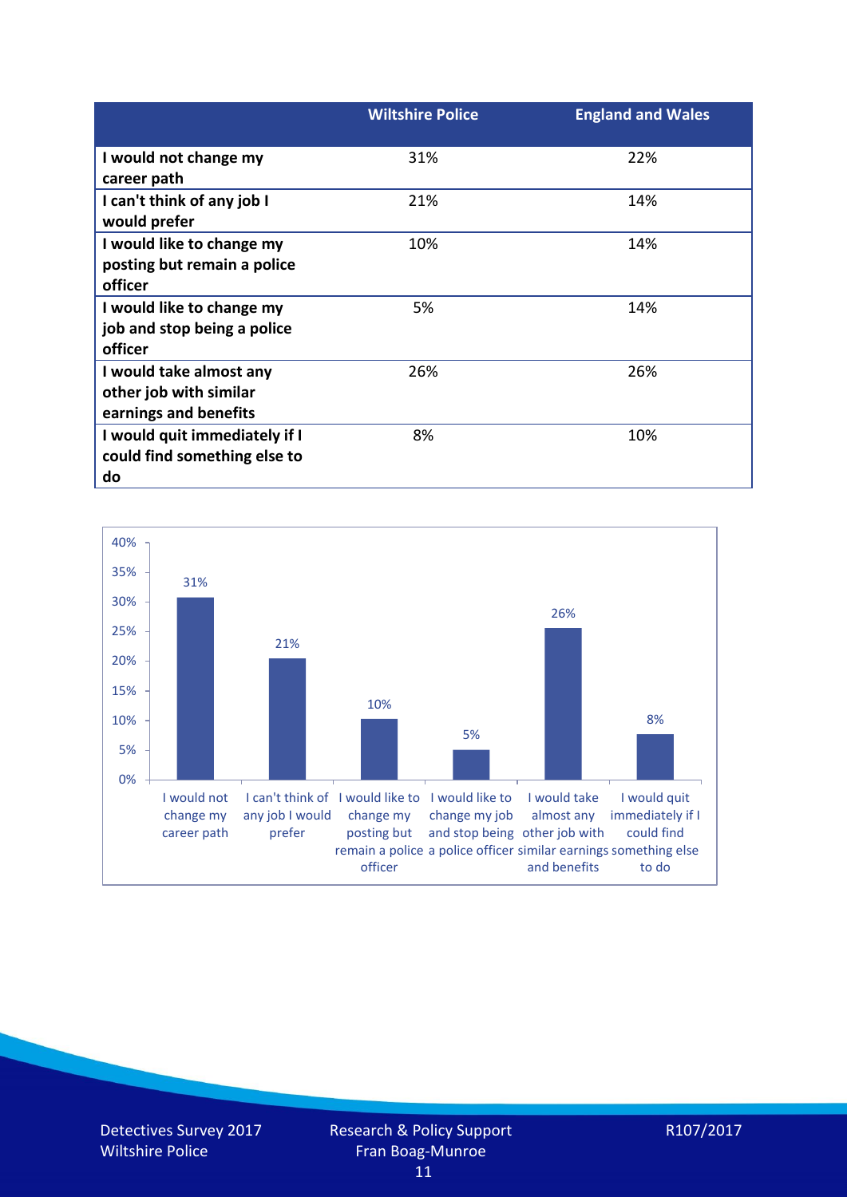| | Wiltshire Police | England and Wales |
|---|---|---|
| **I would not change my career path** | 31% | 22% |
| **I can't think of any job I would prefer** | 21% | 14% |
| **I would like to change my posting but remain a police officer** | 10% | 14% |
| **I would like to change my job and stop being a police officer** | 5% | 14% |
| **I would take almost any other job with similar earnings and benefits** | 26% | 26% |
| **I would quit immediately if I could find something else to do** | 8% | 10% |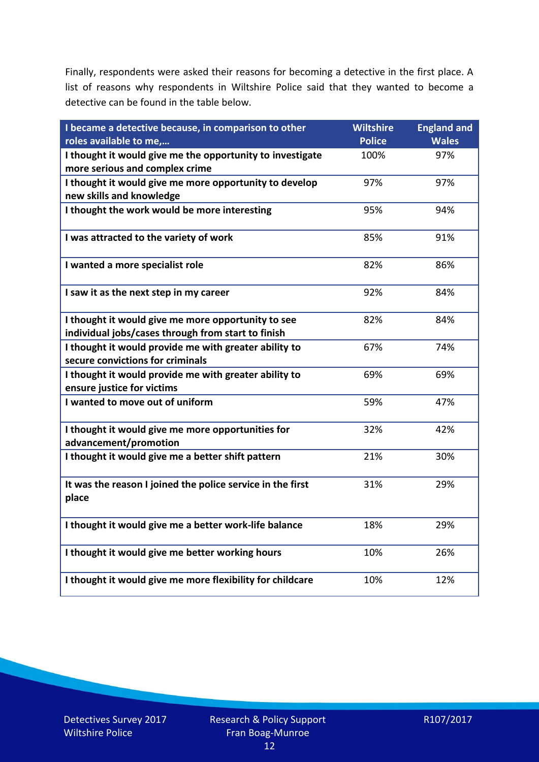Finally, respondents were asked their reasons for becoming a detective in the first place. A list of reasons why respondents in Wiltshire Police said that they wanted to become a detective can be found in the table below.

| I became a detective because, in comparison to other roles available to me,… | Wiltshire Police | England and Wales |
|---|---|---|
| I thought it would give me the opportunity to investigate more serious and complex crime | 100% | 97% |
| I thought it would give me more opportunity to develop new skills and knowledge | 97% | 97% |
| I thought the work would be more interesting | 95% | 94% |
| I was attracted to the variety of work | 85% | 91% |
| I wanted a more specialist role | 82% | 86% |
| I saw it as the next step in my career | 92% | 84% |
| I thought it would give me more opportunity to see individual jobs/cases through from start to finish | 82% | 84% |
| I thought it would provide me with greater ability to secure convictions for criminals | 67% | 74% |
| I thought it would provide me with greater ability to ensure justice for victims | 69% | 69% |
| I wanted to move out of uniform | 59% | 47% |
| I thought it would give me more opportunities for advancement/promotion | 32% | 42% |
| I thought it would give me a better shift pattern | 21% | 30% |
| It was the reason I joined the police service in the first place | 31% | 29% |
| I thought it would give me a better work-life balance | 18% | 29% |
| I thought it would give me better working hours | 10% | 26% |
| I thought it would give me more flexibility for childcare | 10% | 12% |